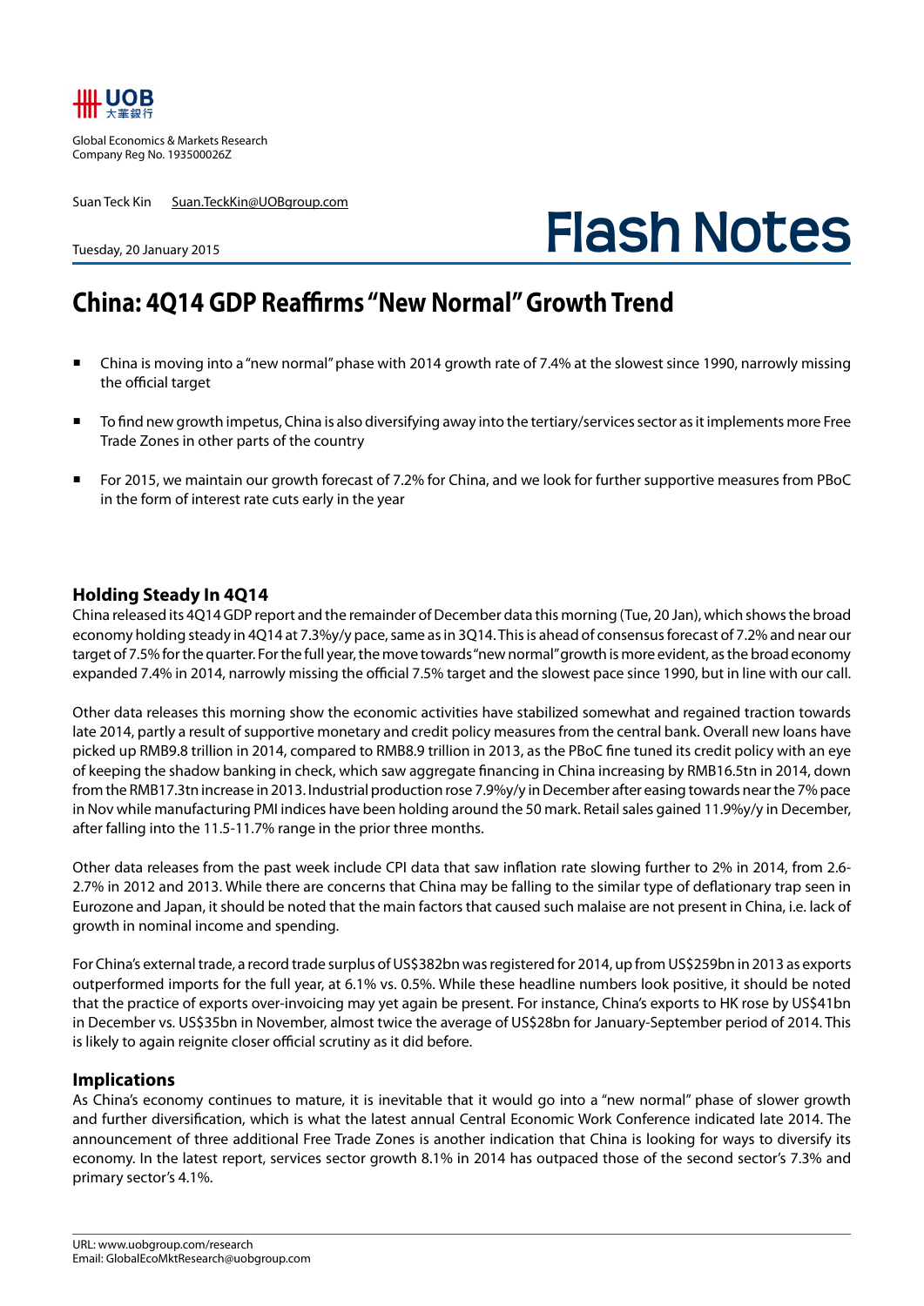UOB 大華銀行

Global Economics & Markets Research
Company Reg No. 193500026Z

Suan Teck Kin Suan.TeckKin@UOBgroup.com

Tuesday, 20 January 2015

# Flash Notes

## China: 4Q14 GDP Reaffirms "New Normal" Growth Trend

- China is moving into a "new normal" phase with 2014 growth rate of 7.4% at the slowest since 1990, narrowly missing the official target
- To find new growth impetus, China is also diversifying away into the tertiary/services sector as it implements more Free Trade Zones in other parts of the country
- For 2015, we maintain our growth forecast of 7.2% for China, and we look for further supportive measures from PBoC in the form of interest rate cuts early in the year

### Holding Steady In 4Q14

China released its 4Q14 GDP report and the remainder of December data this morning (Tue, 20 Jan), which shows the broad economy holding steady in 4Q14 at 7.3%y/y pace, same as in 3Q14. This is ahead of consensus forecast of 7.2% and near our target of 7.5% for the quarter. For the full year, the move towards "new normal" growth is more evident, as the broad economy expanded 7.4% in 2014, narrowly missing the official 7.5% target and the slowest pace since 1990, but in line with our call.

Other data releases this morning show the economic activities have stabilized somewhat and regained traction towards late 2014, partly a result of supportive monetary and credit policy measures from the central bank. Overall new loans have picked up RMB9.8 trillion in 2014, compared to RMB8.9 trillion in 2013, as the PBoC fine tuned its credit policy with an eye of keeping the shadow banking in check, which saw aggregate financing in China increasing by RMB16.5tn in 2014, down from the RMB17.3tn increase in 2013. Industrial production rose 7.9%y/y in December after easing towards near the 7% pace in Nov while manufacturing PMI indices have been holding around the 50 mark. Retail sales gained 11.9%y/y in December, after falling into the 11.5-11.7% range in the prior three months.

Other data releases from the past week include CPI data that saw inflation rate slowing further to 2% in 2014, from 2.6-2.7% in 2012 and 2013. While there are concerns that China may be falling to the similar type of deflationary trap seen in Eurozone and Japan, it should be noted that the main factors that caused such malaise are not present in China, i.e. lack of growth in nominal income and spending.

For China's external trade, a record trade surplus of US$382bn was registered for 2014, up from US$259bn in 2013 as exports outperformed imports for the full year, at 6.1% vs. 0.5%. While these headline numbers look positive, it should be noted that the practice of exports over-invoicing may yet again be present. For instance, China's exports to HK rose by US$41bn in December vs. US$35bn in November, almost twice the average of US$28bn for January-September period of 2014. This is likely to again reignite closer official scrutiny as it did before.

### Implications

As China's economy continues to mature, it is inevitable that it would go into a "new normal" phase of slower growth and further diversification, which is what the latest annual Central Economic Work Conference indicated late 2014. The announcement of three additional Free Trade Zones is another indication that China is looking for ways to diversify its economy. In the latest report, services sector growth 8.1% in 2014 has outpaced those of the second sector's 7.3% and primary sector's 4.1%.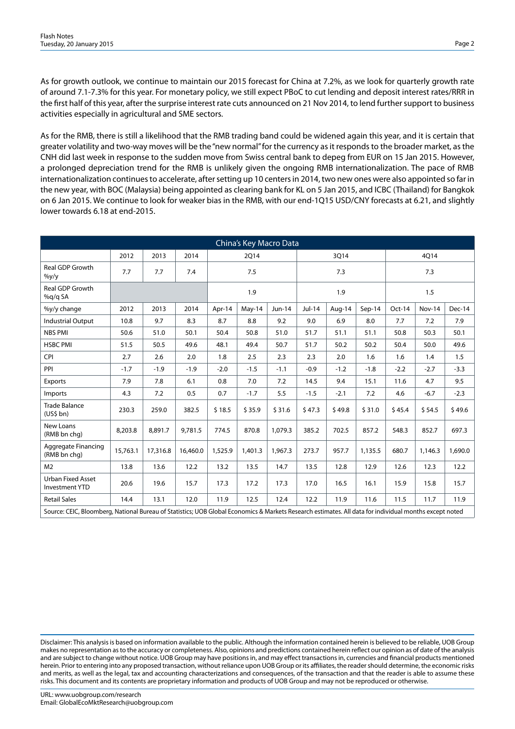As for growth outlook, we continue to maintain our 2015 forecast for China at 7.2%, as we look for quarterly growth rate of around 7.1-7.3% for this year. For monetary policy, we still expect PBoC to cut lending and deposit interest rates/RRR in the first half of this year, after the surprise interest rate cuts announced on 21 Nov 2014, to lend further support to business activities especially in agricultural and SME sectors.

As for the RMB, there is still a likelihood that the RMB trading band could be widened again this year, and it is certain that greater volatility and two-way moves will be the "new normal" for the currency as it responds to the broader market, as the CNH did last week in response to the sudden move from Swiss central bank to depeg from EUR on 15 Jan 2015. However, a prolonged depreciation trend for the RMB is unlikely given the ongoing RMB internationalization. The pace of RMB internationalization continues to accelerate, after setting up 10 centers in 2014, two new ones were also appointed so far in the new year, with BOC (Malaysia) being appointed as clearing bank for KL on 5 Jan 2015, and ICBC (Thailand) for Bangkok on 6 Jan 2015. We continue to look for weaker bias in the RMB, with our end-1Q15 USD/CNY forecasts at 6.21, and slightly lower towards 6.18 at end-2015.

**China's Key Macro Data**

| | 2012 | 2013 | 2014 | 2Q14 | | | 3Q14 | | | 4Q14 | | |
|---|---|---|---|---|---|---|---|---|---|---|---|---|
| Real GDP Growth %y/y | 7.7 | 7.7 | 7.4 | 7.5 | | | 7.3 | | | 7.3 | | |
| Real GDP Growth %q/q SA | | | | 1.9 | | | 1.9 | | | 1.5 | | |
| %y/y change | 2012 | 2013 | 2014 | Apr-14 | May-14 | Jun-14 | Jul-14 | Aug-14 | Sep-14 | Oct-14 | Nov-14 | Dec-14 |
| Industrial Output | 10.8 | 9.7 | 8.3 | 8.7 | 8.8 | 9.2 | 9.0 | 6.9 | 8.0 | 7.7 | 7.2 | 7.9 |
| NBS PMI | 50.6 | 51.0 | 50.1 | 50.4 | 50.8 | 51.0 | 51.7 | 51.1 | 51.1 | 50.8 | 50.3 | 50.1 |
| HSBC PMI | 51.5 | 50.5 | 49.6 | 48.1 | 49.4 | 50.7 | 51.7 | 50.2 | 50.2 | 50.4 | 50.0 | 49.6 |
| CPI | 2.7 | 2.6 | 2.0 | 1.8 | 2.5 | 2.3 | 2.3 | 2.0 | 1.6 | 1.6 | 1.4 | 1.5 |
| PPI | -1.7 | -1.9 | -1.9 | -2.0 | -1.5 | -1.1 | -0.9 | -1.2 | -1.8 | -2.2 | -2.7 | -3.3 |
| Exports | 7.9 | 7.8 | 6.1 | 0.8 | 7.0 | 7.2 | 14.5 | 9.4 | 15.1 | 11.6 | 4.7 | 9.5 |
| Imports | 4.3 | 7.2 | 0.5 | 0.7 | -1.7 | 5.5 | -1.5 | -2.1 | 7.2 | 4.6 | -6.7 | -2.3 |
| Trade Balance (US$ bn) | 230.3 | 259.0 | 382.5 | $ 18.5 | $ 35.9 | $ 31.6 | $ 47.3 | $ 49.8 | $ 31.0 | $ 45.4 | $ 54.5 | $ 49.6 |
| New Loans (RMB bn chg) | 8,203.8 | 8,891.7 | 9,781.5 | 774.5 | 870.8 | 1,079.3 | 385.2 | 702.5 | 857.2 | 548.3 | 852.7 | 697.3 |
| Aggregate Financing (RMB bn chg) | 15,763.1 | 17,316.8 | 16,460.0 | 1,525.9 | 1,401.3 | 1,967.3 | 273.7 | 957.7 | 1,135.5 | 680.7 | 1,146.3 | 1,690.0 |
| M2 | 13.8 | 13.6 | 12.2 | 13.2 | 13.5 | 14.7 | 13.5 | 12.8 | 12.9 | 12.6 | 12.3 | 12.2 |
| Urban Fixed Asset Investment YTD | 20.6 | 19.6 | 15.7 | 17.3 | 17.2 | 17.3 | 17.0 | 16.5 | 16.1 | 15.9 | 15.8 | 15.7 |
| Retail Sales | 14.4 | 13.1 | 12.0 | 11.9 | 12.5 | 12.4 | 12.2 | 11.9 | 11.6 | 11.5 | 11.7 | 11.9 |

Source: CEIC, Bloomberg, National Bureau of Statistics; UOB Global Economics & Markets Research estimates. All data for individual months except noted

Disclaimer: This analysis is based on information available to the public. Although the information contained herein is believed to be reliable, UOB Group makes no representation as to the accuracy or completeness. Also, opinions and predictions contained herein reflect our opinion as of date of the analysis and are subject to change without notice. UOB Group may have positions in, and may effect transactions in, currencies and financial products mentioned herein. Prior to entering into any proposed transaction, without reliance upon UOB Group or its affiliates, the reader should determine, the economic risks and merits, as well as the legal, tax and accounting characterizations and consequences, of the transaction and that the reader is able to assume these risks. This document and its contents are proprietary information and products of UOB Group and may not be reproduced or otherwise.

URL: www.uobgroup.com/research
Email: GlobalEcoMktResearch@uobgroup.com